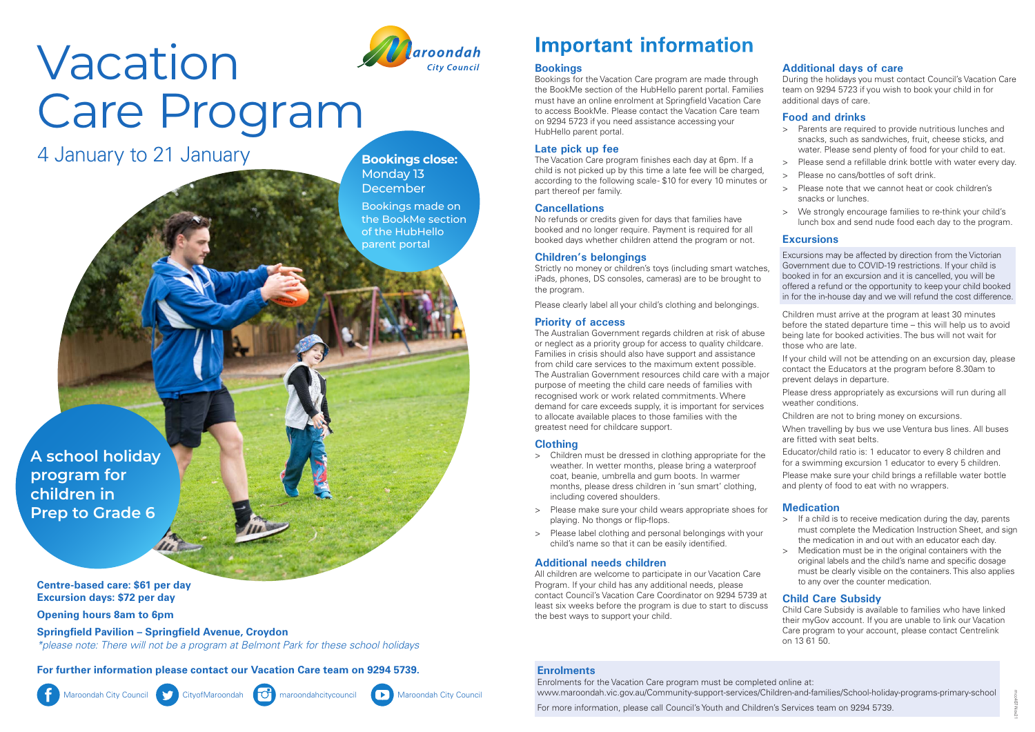# Vacation Care Program

Maroondah City Council

## 4 January to 21 January

**Bookings close:** Monday 13 December

Bookings made on the BookMe section of the HubHello parent portal

**A school holiday program for children in Prep to Grade 6**

**Centre-based care: $61 per day**
**Excursion days: $72 per day**

**Opening hours 8am to 6pm**

**Springfield Pavilion – Springfield Avenue, Croydon**
*\*please note: There will not be a program at Belmont Park for these school holidays*

**For further information please contact our Vacation Care team on 9294 5739.**

Maroondah City Council | CityofMaroondah | maroondahcitycouncil | Maroondah City Council

# Important information

## Bookings

Bookings for the Vacation Care program are made through the BookMe section of the HubHello parent portal. Families must have an online enrolment at Springfield Vacation Care to access BookMe. Please contact the Vacation Care team on 9294 5723 if you need assistance accessing your HubHello parent portal.

## Late pick up fee

The Vacation Care program finishes each day at 6pm. If a child is not picked up by this time a late fee will be charged, according to the following scale- $10 for every 10 minutes or part thereof per family.

## Cancellations

No refunds or credits given for days that families have booked and no longer require. Payment is required for all booked days whether children attend the program or not.

## Children's belongings

Strictly no money or children's toys (including smart watches, iPads, phones, DS consoles, cameras) are to be brought to the program.

Please clearly label all your child's clothing and belongings.

## Priority of access

The Australian Government regards children at risk of abuse or neglect as a priority group for access to quality childcare. Families in crisis should also have support and assistance from child care services to the maximum extent possible. The Australian Government resources child care with a major purpose of meeting the child care needs of families with recognised work or work related commitments. Where demand for care exceeds supply, it is important for services to allocate available places to those families with the greatest need for childcare support.

## Clothing

- Children must be dressed in clothing appropriate for the weather. In wetter months, please bring a waterproof coat, beanie, umbrella and gum boots. In warmer months, please dress children in 'sun smart' clothing, including covered shoulders.
- Please make sure your child wears appropriate shoes for playing. No thongs or flip-flops.
- Please label clothing and personal belongings with your child's name so that it can be easily identified.

## Additional needs children

All children are welcome to participate in our Vacation Care Program. If your child has any additional needs, please contact Council's Vacation Care Coordinator on 9294 5739 at least six weeks before the program is due to start to discuss the best ways to support your child.

## Additional days of care

During the holidays you must contact Council's Vacation Care team on 9294 5723 if you wish to book your child in for additional days of care.

## Food and drinks

- Parents are required to provide nutritious lunches and snacks, such as sandwiches, fruit, cheese sticks, and water. Please send plenty of food for your child to eat.
- Please send a refillable drink bottle with water every day.
- Please no cans/bottles of soft drink.
- Please note that we cannot heat or cook children's snacks or lunches.
- We strongly encourage families to re-think your child's lunch box and send nude food each day to the program.

## Excursions

Excursions may be affected by direction from the Victorian Government due to COVID-19 restrictions. If your child is booked in for an excursion and it is cancelled, you will be offered a refund or the opportunity to keep your child booked in for the in-house day and we will refund the cost difference.

Children must arrive at the program at least 30 minutes before the stated departure time – this will help us to avoid being late for booked activities. The bus will not wait for those who are late.

If your child will not be attending on an excursion day, please contact the Educators at the program before 8.30am to prevent delays in departure.

Please dress appropriately as excursions will run during all weather conditions.

Children are not to bring money on excursions.

When travelling by bus we use Ventura bus lines. All buses are fitted with seat belts.

Educator/child ratio is: 1 educator to every 8 children and for a swimming excursion 1 educator to every 5 children.

Please make sure your child brings a refillable water bottle and plenty of food to eat with no wrappers.

## Medication

- If a child is to receive medication during the day, parents must complete the Medication Instruction Sheet, and sign the medication in and out with an educator each day.
- Medication must be in the original containers with the original labels and the child's name and specific dosage must be clearly visible on the containers. This also applies to any over the counter medication.

## Child Care Subsidy

Child Care Subsidy is available to families who have linked their myGov account. If you are unable to link our Vacation Care program to your account, please contact Centrelink on 13 61 50.

## Enrolments

Enrolments for the Vacation Care program must be completed online at:
www.maroondah.vic.gov.au/Community-support-services/Children-and-families/School-holiday-programs-primary-school

For more information, please call Council's Youth and Children's Services team on 9294 5739.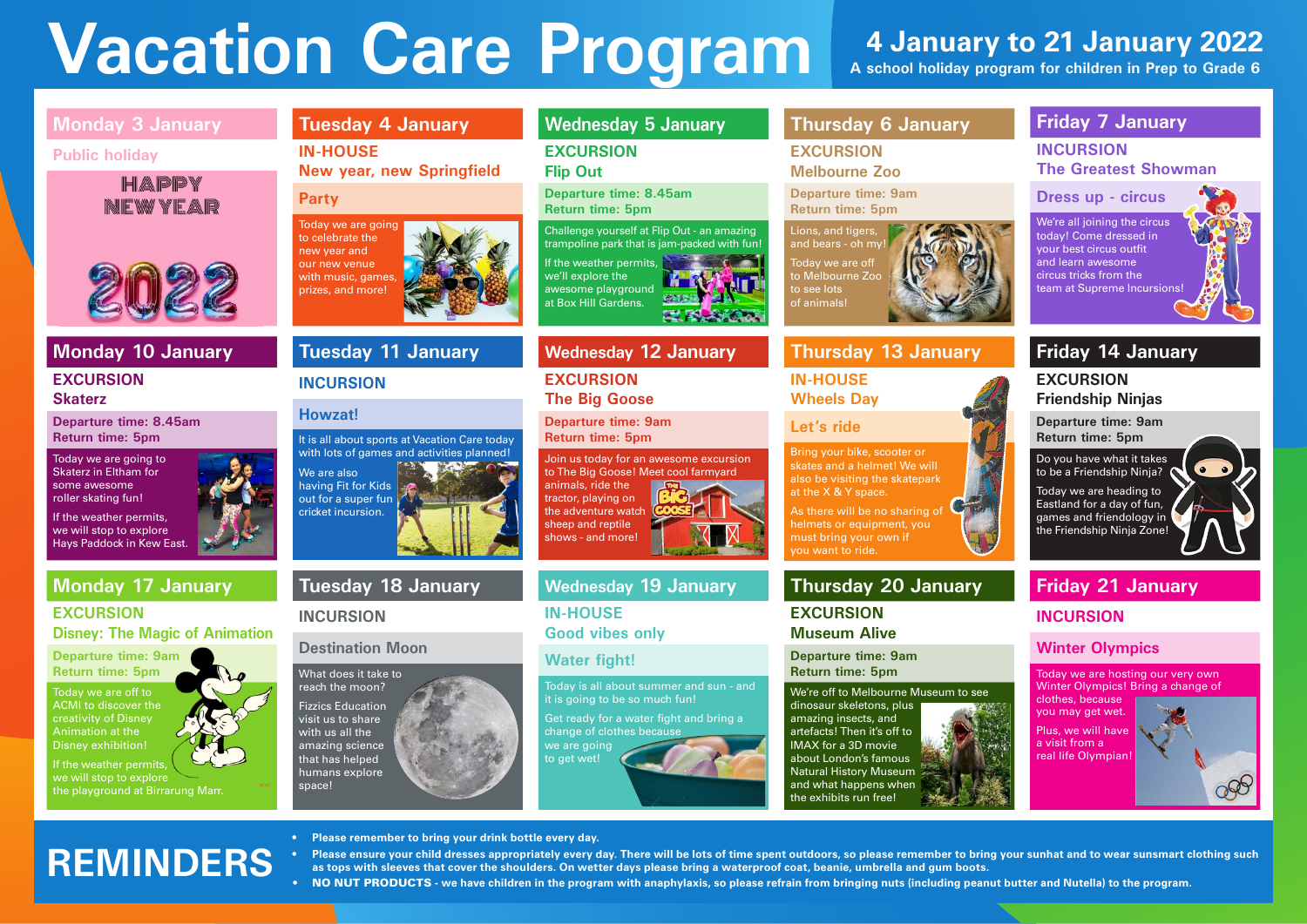# Vacation Care Program

## 4 January to 21 January 2022

A school holiday program for children in Prep to Grade 6

### Monday 3 January

Public holiday

HAPPY NEW YEAR 2022

### Tuesday 4 January

**IN-HOUSE**
**New year, new Springfield**

**Party**

Today we are going to celebrate the new year and our new venue with music, games, prizes, and more!

### Wednesday 5 January

**EXCURSION**
**Flip Out**

Departure time: 8.45am
Return time: 5pm

Challenge yourself at Flip Out - an amazing trampoline park that is jam-packed with fun!

If the weather permits, we'll explore the awesome playground at Box Hill Gardens.

### Thursday 6 January

**EXCURSION**
**Melbourne Zoo**

Departure time: 9am
Return time: 5pm

Lions, and tigers, and bears - oh my!

Today we are off to Melbourne Zoo to see lots of animals!

### Friday 7 January

**INCURSION**
**The Greatest Showman**

**Dress up - circus**

We're all joining the circus today! Come dressed in your best circus outfit and learn awesome circus tricks from the team at Supreme Incursions!

### Monday 10 January

**EXCURSION**
**Skaterz**

Departure time: 8.45am
Return time: 5pm

Today we are going to Skaterz in Eltham for some awesome roller skating fun!

If the weather permits, we will stop to explore Hays Paddock in Kew East.

### Tuesday 11 January

**INCURSION**

**Howzat!**

It is all about sports at Vacation Care today with lots of games and activities planned!

We are also having Fit for Kids out for a super fun cricket incursion.

### Wednesday 12 January

**EXCURSION**
**The Big Goose**

Departure time: 9am
Return time: 5pm

Join us today for an awesome excursion to The Big Goose! Meet cool farmyard animals, ride the tractor, playing on the adventure watch sheep and reptile shows - and more!

### Thursday 13 January

**IN-HOUSE**
**Wheels Day**

**Let's ride**

Bring your bike, scooter or skates and a helmet! We will also be visiting the skatepark at the X & Y space.

As there will be no sharing of helmets or equipment, you must bring your own if you want to ride.

### Friday 14 January

**EXCURSION**
**Friendship Ninjas**

Departure time: 9am
Return time: 5pm

Do you have what it takes to be a Friendship Ninja?

Today we are heading to Eastland for a day of fun, games and friendology in the Friendship Ninja Zone!

### Monday 17 January

**EXCURSION**
**Disney: The Magic of Animation**

Departure time: 9am
Return time: 5pm

Today we are off to ACMI to discover the creativity of Disney Animation in the Disney exhibition!

If the weather permits, we will stop to explore the playground at Birrarung Marr.

### Tuesday 18 January

**INCURSION**

**Destination Moon**

What does it take to reach the moon?

Fizzics Education visit us to share with us all the amazing science that has helped humans explore space!

### Wednesday 19 January

**IN-HOUSE**
**Good vibes only**

**Water fight!**

Today is all about summer and sun - and it is going to be so much fun!

Get ready for a water fight and bring a change of clothes because we are going to get wet!

### Thursday 20 January

**EXCURSION**
**Museum Alive**

Departure time: 9am
Return time: 5pm

We're off to Melbourne Museum to see dinosaur skeletons, plus amazing insects, and artefacts! Then it's off to IMAX for a 3D movie about London's famous Natural History Museum and what happens when the exhibits run free!

### Friday 21 January

**INCURSION**

**Winter Olympics**

Today we are hosting our very own Winter Olympics! Bring a change of clothes, because you may get wet.

Plus, we will have a visit from a real life Olympian!

## REMINDERS

- **Please remember to bring your drink bottle every day.**
- **Please ensure your child dresses appropriately every day. There will be lots of time spent outdoors, so please remember to bring your sunhat and to wear sunsmart clothing such as tops with sleeves that cover the shoulders. On wetter days please bring a waterproof coat, beanie, umbrella and gum boots.**
- **NO NUT PRODUCTS - we have children in the program with anaphylaxis, so please refrain from bringing nuts (including peanut butter and Nutella) to the program.**